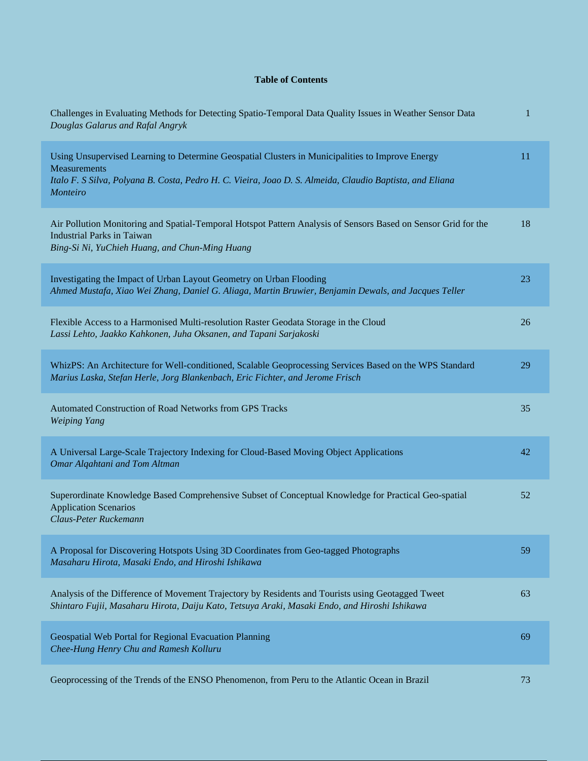**Table of Contents**

| | |
|---|---|
| Challenges in Evaluating Methods for Detecting Spatio-Temporal Data Quality Issues in Weather Sensor Data<br>*Douglas Galarus and Rafal Angryk* | 1 |
| Using Unsupervised Learning to Determine Geospatial Clusters in Municipalities to Improve Energy Measurements<br>*Italo F. S Silva, Polyana B. Costa, Pedro H. C. Vieira, Joao D. S. Almeida, Claudio Baptista, and Eliana Monteiro* | 11 |
| Air Pollution Monitoring and Spatial-Temporal Hotspot Pattern Analysis of Sensors Based on Sensor Grid for the Industrial Parks in Taiwan<br>*Bing-Si Ni, YuChieh Huang, and Chun-Ming Huang* | 18 |
| Investigating the Impact of Urban Layout Geometry on Urban Flooding<br>*Ahmed Mustafa, Xiao Wei Zhang, Daniel G. Aliaga, Martin Bruwier, Benjamin Dewals, and Jacques Teller* | 23 |
| Flexible Access to a Harmonised Multi-resolution Raster Geodata Storage in the Cloud<br>*Lassi Lehto, Jaakko Kahkonen, Juha Oksanen, and Tapani Sarjakoski* | 26 |
| WhizPS: An Architecture for Well-conditioned, Scalable Geoprocessing Services Based on the WPS Standard<br>*Marius Laska, Stefan Herle, Jorg Blankenbach, Eric Fichter, and Jerome Frisch* | 29 |
| Automated Construction of Road Networks from GPS Tracks<br>*Weiping Yang* | 35 |
| A Universal Large-Scale Trajectory Indexing for Cloud-Based Moving Object Applications<br>*Omar Alqahtani and Tom Altman* | 42 |
| Superordinate Knowledge Based Comprehensive Subset of Conceptual Knowledge for Practical Geo-spatial Application Scenarios<br>*Claus-Peter Ruckemann* | 52 |
| A Proposal for Discovering Hotspots Using 3D Coordinates from Geo-tagged Photographs<br>*Masaharu Hirota, Masaki Endo, and Hiroshi Ishikawa* | 59 |
| Analysis of the Difference of Movement Trajectory by Residents and Tourists using Geotagged Tweet<br>*Shintaro Fujii, Masaharu Hirota, Daiju Kato, Tetsuya Araki, Masaki Endo, and Hiroshi Ishikawa* | 63 |
| Geospatial Web Portal for Regional Evacuation Planning<br>*Chee-Hung Henry Chu and Ramesh Kolluru* | 69 |
| Geoprocessing of the Trends of the ENSO Phenomenon, from Peru to the Atlantic Ocean in Brazil | 73 |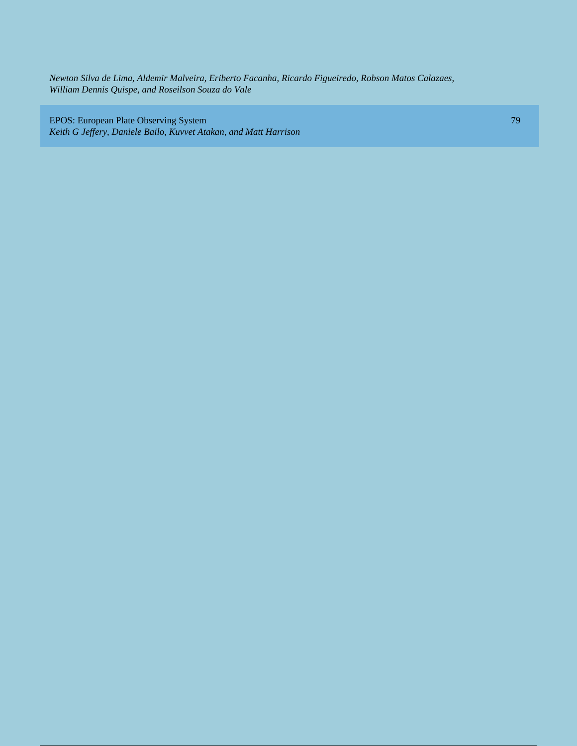*Newton Silva de Lima, Aldemir Malveira, Eriberto Facanha, Ricardo Figueiredo, Robson Matos Calazaes, William Dennis Quispe, and Roseilson Souza do Vale*

EPOS: European Plate Observing System 79
*Keith G Jeffery, Daniele Bailo, Kuvvet Atakan, and Matt Harrison*